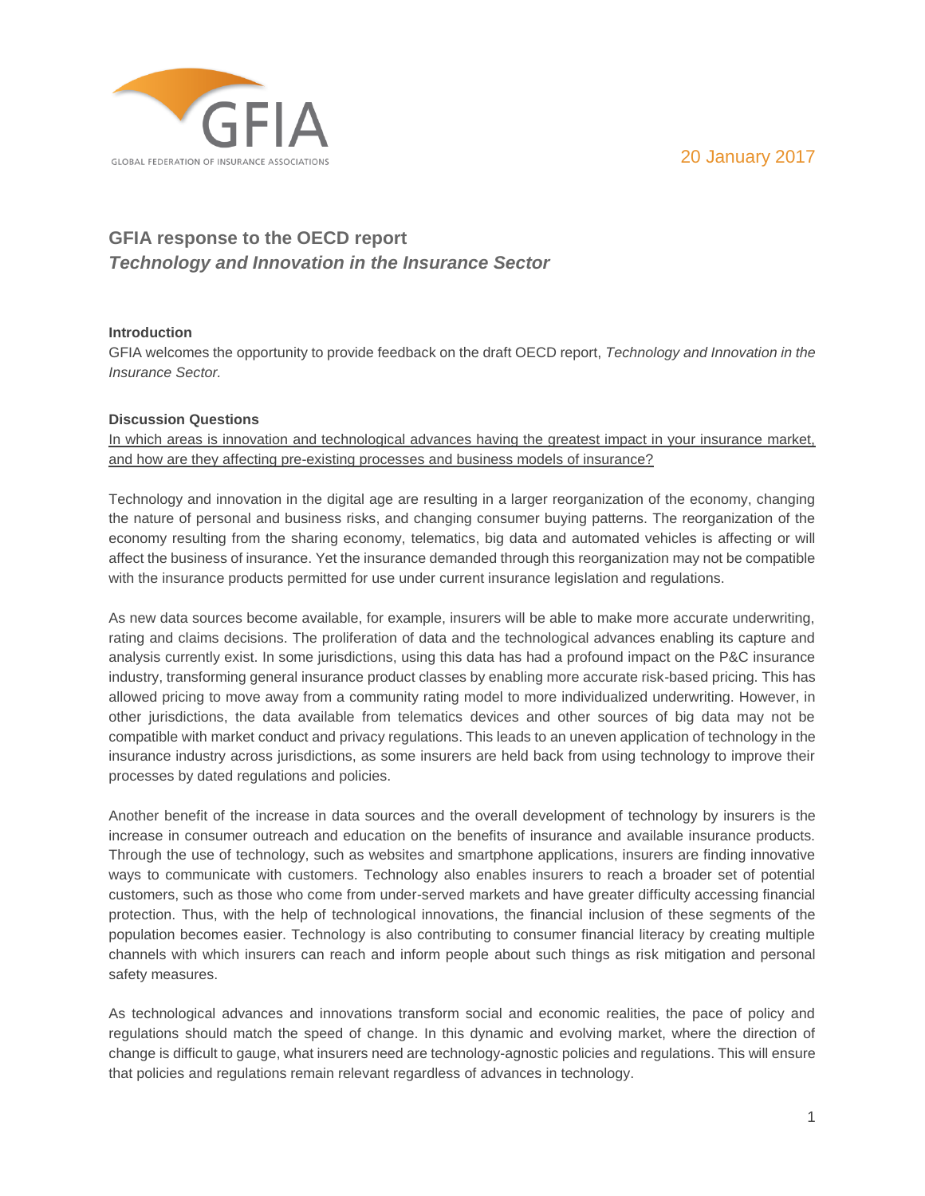GLOBAL FEDERATION OF INSURANCE ASSOCIATIONS

20 January 2017

# GFIA response to the OECD report *Technology and Innovation in the Insurance Sector*

**Introduction**

GFIA welcomes the opportunity to provide feedback on the draft OECD report, *Technology and Innovation in the Insurance Sector.*

**Discussion Questions**

<u>In which areas is innovation and technological advances having the greatest impact in your insurance market, and how are they affecting pre-existing processes and business models of insurance?</u>

Technology and innovation in the digital age are resulting in a larger reorganization of the economy, changing the nature of personal and business risks, and changing consumer buying patterns. The reorganization of the economy resulting from the sharing economy, telematics, big data and automated vehicles is affecting or will affect the business of insurance. Yet the insurance demanded through this reorganization may not be compatible with the insurance products permitted for use under current insurance legislation and regulations.

As new data sources become available, for example, insurers will be able to make more accurate underwriting, rating and claims decisions. The proliferation of data and the technological advances enabling its capture and analysis currently exist. In some jurisdictions, using this data has had a profound impact on the P&C insurance industry, transforming general insurance product classes by enabling more accurate risk-based pricing. This has allowed pricing to move away from a community rating model to more individualized underwriting. However, in other jurisdictions, the data available from telematics devices and other sources of big data may not be compatible with market conduct and privacy regulations. This leads to an uneven application of technology in the insurance industry across jurisdictions, as some insurers are held back from using technology to improve their processes by dated regulations and policies.

Another benefit of the increase in data sources and the overall development of technology by insurers is the increase in consumer outreach and education on the benefits of insurance and available insurance products. Through the use of technology, such as websites and smartphone applications, insurers are finding innovative ways to communicate with customers. Technology also enables insurers to reach a broader set of potential customers, such as those who come from under-served markets and have greater difficulty accessing financial protection. Thus, with the help of technological innovations, the financial inclusion of these segments of the population becomes easier. Technology is also contributing to consumer financial literacy by creating multiple channels with which insurers can reach and inform people about such things as risk mitigation and personal safety measures.

As technological advances and innovations transform social and economic realities, the pace of policy and regulations should match the speed of change. In this dynamic and evolving market, where the direction of change is difficult to gauge, what insurers need are technology-agnostic policies and regulations. This will ensure that policies and regulations remain relevant regardless of advances in technology.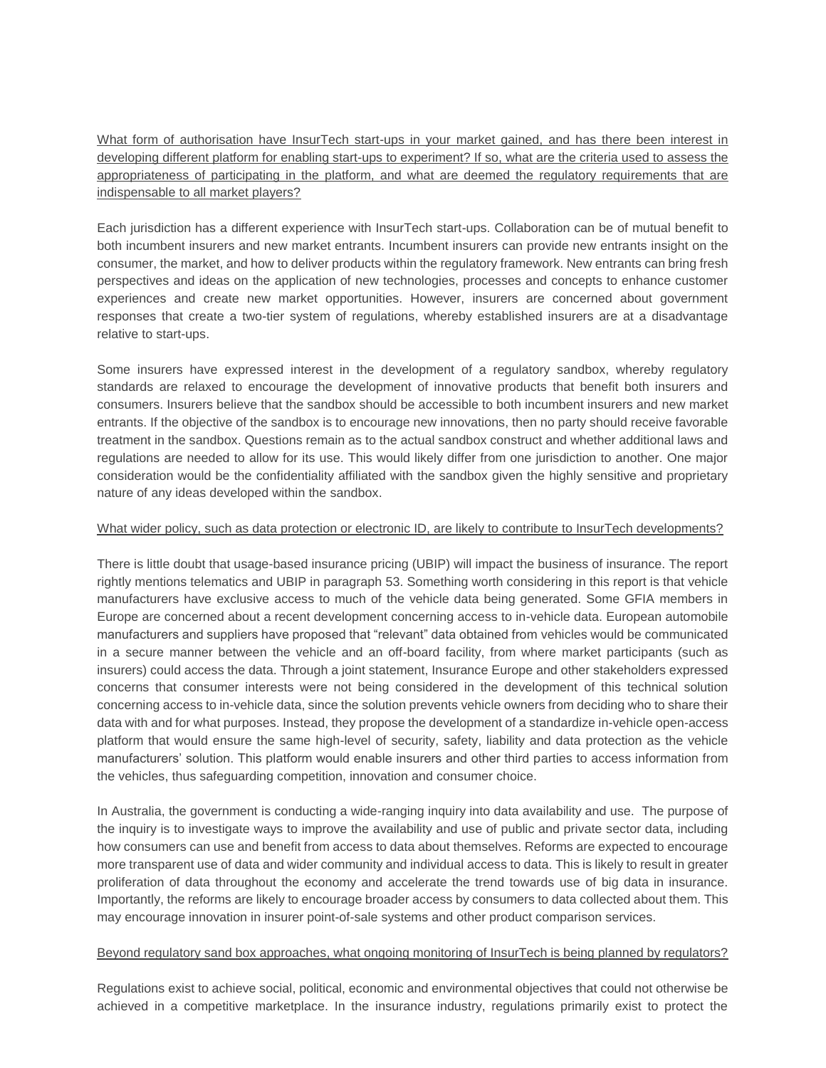<u>What form of authorisation have InsurTech start-ups in your market gained, and has there been interest in developing different platform for enabling start-ups to experiment? If so, what are the criteria used to assess the appropriateness of participating in the platform, and what are deemed the regulatory requirements that are indispensable to all market players?</u>

Each jurisdiction has a different experience with InsurTech start-ups. Collaboration can be of mutual benefit to both incumbent insurers and new market entrants. Incumbent insurers can provide new entrants insight on the consumer, the market, and how to deliver products within the regulatory framework. New entrants can bring fresh perspectives and ideas on the application of new technologies, processes and concepts to enhance customer experiences and create new market opportunities. However, insurers are concerned about government responses that create a two-tier system of regulations, whereby established insurers are at a disadvantage relative to start-ups.

Some insurers have expressed interest in the development of a regulatory sandbox, whereby regulatory standards are relaxed to encourage the development of innovative products that benefit both insurers and consumers. Insurers believe that the sandbox should be accessible to both incumbent insurers and new market entrants. If the objective of the sandbox is to encourage new innovations, then no party should receive favorable treatment in the sandbox. Questions remain as to the actual sandbox construct and whether additional laws and regulations are needed to allow for its use. This would likely differ from one jurisdiction to another. One major consideration would be the confidentiality affiliated with the sandbox given the highly sensitive and proprietary nature of any ideas developed within the sandbox.

<u>What wider policy, such as data protection or electronic ID, are likely to contribute to InsurTech developments?</u>

There is little doubt that usage-based insurance pricing (UBIP) will impact the business of insurance. The report rightly mentions telematics and UBIP in paragraph 53. Something worth considering in this report is that vehicle manufacturers have exclusive access to much of the vehicle data being generated. Some GFIA members in Europe are concerned about a recent development concerning access to in-vehicle data. European automobile manufacturers and suppliers have proposed that "relevant" data obtained from vehicles would be communicated in a secure manner between the vehicle and an off-board facility, from where market participants (such as insurers) could access the data. Through a joint statement, Insurance Europe and other stakeholders expressed concerns that consumer interests were not being considered in the development of this technical solution concerning access to in-vehicle data, since the solution prevents vehicle owners from deciding who to share their data with and for what purposes. Instead, they propose the development of a standardize in-vehicle open-access platform that would ensure the same high-level of security, safety, liability and data protection as the vehicle manufacturers' solution. This platform would enable insurers and other third parties to access information from the vehicles, thus safeguarding competition, innovation and consumer choice.

In Australia, the government is conducting a wide-ranging inquiry into data availability and use. The purpose of the inquiry is to investigate ways to improve the availability and use of public and private sector data, including how consumers can use and benefit from access to data about themselves. Reforms are expected to encourage more transparent use of data and wider community and individual access to data. This is likely to result in greater proliferation of data throughout the economy and accelerate the trend towards use of big data in insurance. Importantly, the reforms are likely to encourage broader access by consumers to data collected about them. This may encourage innovation in insurer point-of-sale systems and other product comparison services.

<u>Beyond regulatory sand box approaches, what ongoing monitoring of InsurTech is being planned by regulators?</u>

Regulations exist to achieve social, political, economic and environmental objectives that could not otherwise be achieved in a competitive marketplace. In the insurance industry, regulations primarily exist to protect the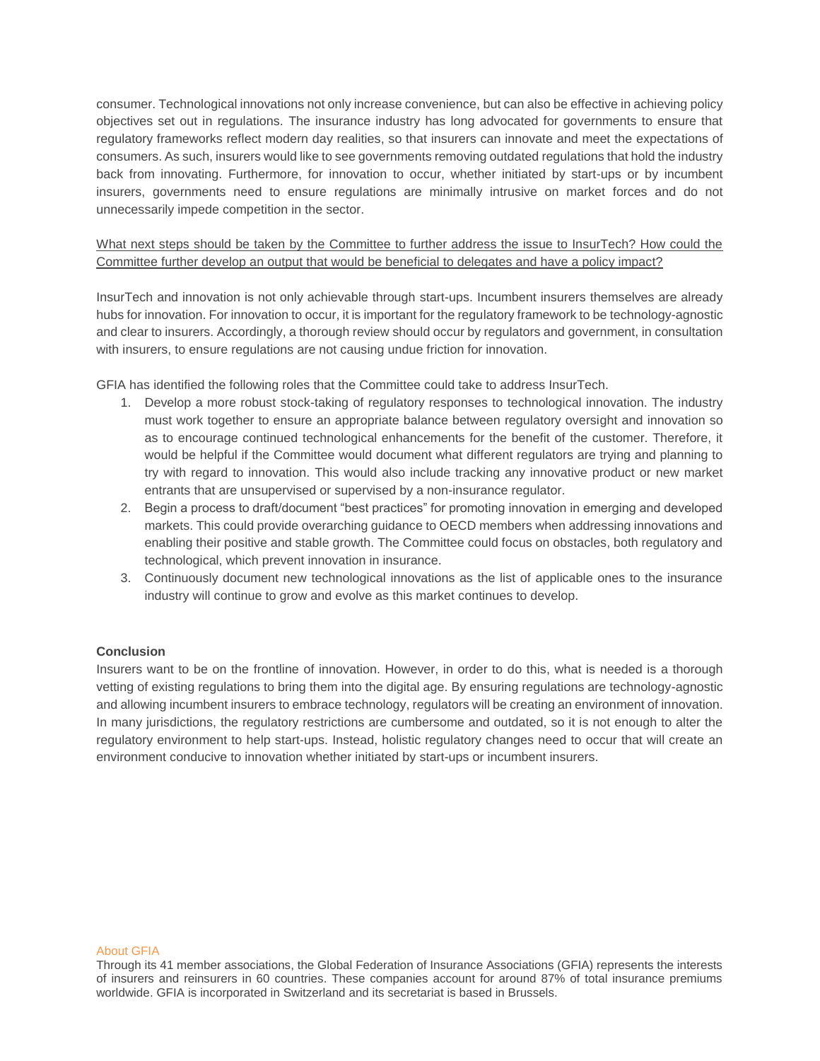consumer. Technological innovations not only increase convenience, but can also be effective in achieving policy objectives set out in regulations. The insurance industry has long advocated for governments to ensure that regulatory frameworks reflect modern day realities, so that insurers can innovate and meet the expectations of consumers. As such, insurers would like to see governments removing outdated regulations that hold the industry back from innovating. Furthermore, for innovation to occur, whether initiated by start-ups or by incumbent insurers, governments need to ensure regulations are minimally intrusive on market forces and do not unnecessarily impede competition in the sector.

<u>What next steps should be taken by the Committee to further address the issue to InsurTech? How could the Committee further develop an output that would be beneficial to delegates and have a policy impact?</u>

InsurTech and innovation is not only achievable through start-ups. Incumbent insurers themselves are already hubs for innovation. For innovation to occur, it is important for the regulatory framework to be technology-agnostic and clear to insurers. Accordingly, a thorough review should occur by regulators and government, in consultation with insurers, to ensure regulations are not causing undue friction for innovation.

GFIA has identified the following roles that the Committee could take to address InsurTech.

1. Develop a more robust stock-taking of regulatory responses to technological innovation. The industry must work together to ensure an appropriate balance between regulatory oversight and innovation so as to encourage continued technological enhancements for the benefit of the customer. Therefore, it would be helpful if the Committee would document what different regulators are trying and planning to try with regard to innovation. This would also include tracking any innovative product or new market entrants that are unsupervised or supervised by a non-insurance regulator.
2. Begin a process to draft/document "best practices" for promoting innovation in emerging and developed markets. This could provide overarching guidance to OECD members when addressing innovations and enabling their positive and stable growth. The Committee could focus on obstacles, both regulatory and technological, which prevent innovation in insurance.
3. Continuously document new technological innovations as the list of applicable ones to the insurance industry will continue to grow and evolve as this market continues to develop.

**Conclusion**

Insurers want to be on the frontline of innovation. However, in order to do this, what is needed is a thorough vetting of existing regulations to bring them into the digital age. By ensuring regulations are technology-agnostic and allowing incumbent insurers to embrace technology, regulators will be creating an environment of innovation. In many jurisdictions, the regulatory restrictions are cumbersome and outdated, so it is not enough to alter the regulatory environment to help start-ups. Instead, holistic regulatory changes need to occur that will create an environment conducive to innovation whether initiated by start-ups or incumbent insurers.

About GFIA

Through its 41 member associations, the Global Federation of Insurance Associations (GFIA) represents the interests of insurers and reinsurers in 60 countries. These companies account for around 87% of total insurance premiums worldwide. GFIA is incorporated in Switzerland and its secretariat is based in Brussels.